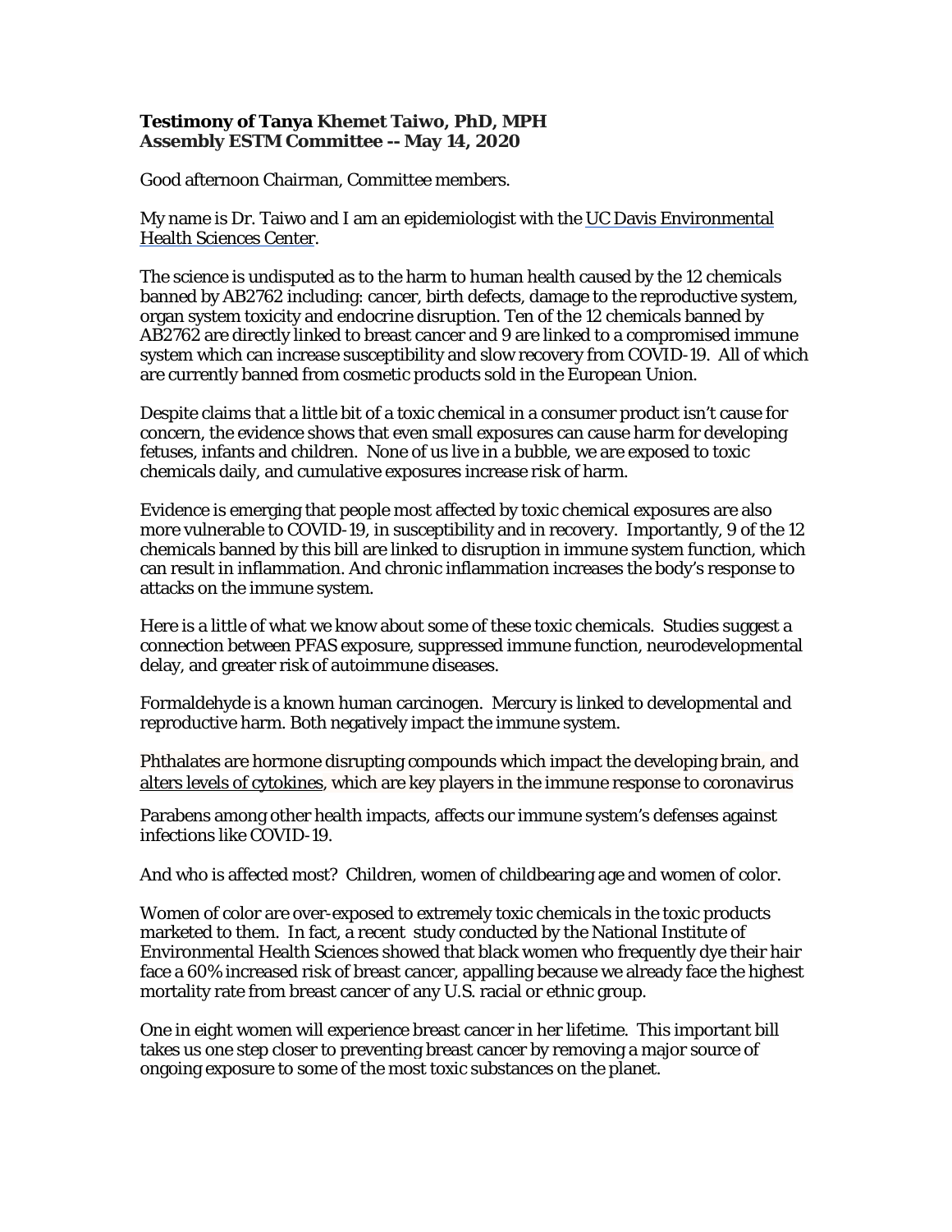**Testimony of Tanya Khemet Taiwo, PhD, MPH**
**Assembly ESTM Committee -- May 14, 2020**

Good afternoon Chairman, Committee members.

My name is Dr. Taiwo and I am an epidemiologist with the UC Davis Environmental Health Sciences Center.

The science is undisputed as to the harm to human health caused by the 12 chemicals banned by AB2762 including: cancer, birth defects, damage to the reproductive system, organ system toxicity and endocrine disruption. Ten of the 12 chemicals banned by AB2762 are directly linked to breast cancer and 9 are linked to a compromised immune system which can increase susceptibility and slow recovery from COVID-19. All of which are currently banned from cosmetic products sold in the European Union.

Despite claims that a little bit of a toxic chemical in a consumer product isn't cause for concern, the evidence shows that even small exposures can cause harm for developing fetuses, infants and children. None of us live in a bubble, we are exposed to toxic chemicals daily, and cumulative exposures increase risk of harm.

Evidence is emerging that people most affected by toxic chemical exposures are also more vulnerable to COVID-19, in susceptibility and in recovery. Importantly, 9 of the 12 chemicals banned by this bill are linked to disruption in immune system function, which can result in inflammation. And chronic inflammation increases the body's response to attacks on the immune system.

Here is a little of what we know about some of these toxic chemicals. Studies suggest a connection between PFAS exposure, suppressed immune function, neurodevelopmental delay, and greater risk of autoimmune diseases.

Formaldehyde is a known human carcinogen. Mercury is linked to developmental and reproductive harm. Both negatively impact the immune system.

Phthalates are hormone disrupting compounds which impact the developing brain, and alters levels of cytokines, which are key players in the immune response to coronavirus

Parabens among other health impacts, affects our immune system's defenses against infections like COVID-19.

And who is affected most? Children, women of childbearing age and women of color.

Women of color are over-exposed to extremely toxic chemicals in the toxic products marketed to them. In fact, a recent study conducted by the National Institute of Environmental Health Sciences showed that black women who frequently dye their hair face a 60% increased risk of breast cancer, appalling because we already face the highest mortality rate from breast cancer of any U.S. racial or ethnic group.

One in eight women will experience breast cancer in her lifetime. This important bill takes us one step closer to preventing breast cancer by removing a major source of ongoing exposure to some of the most toxic substances on the planet.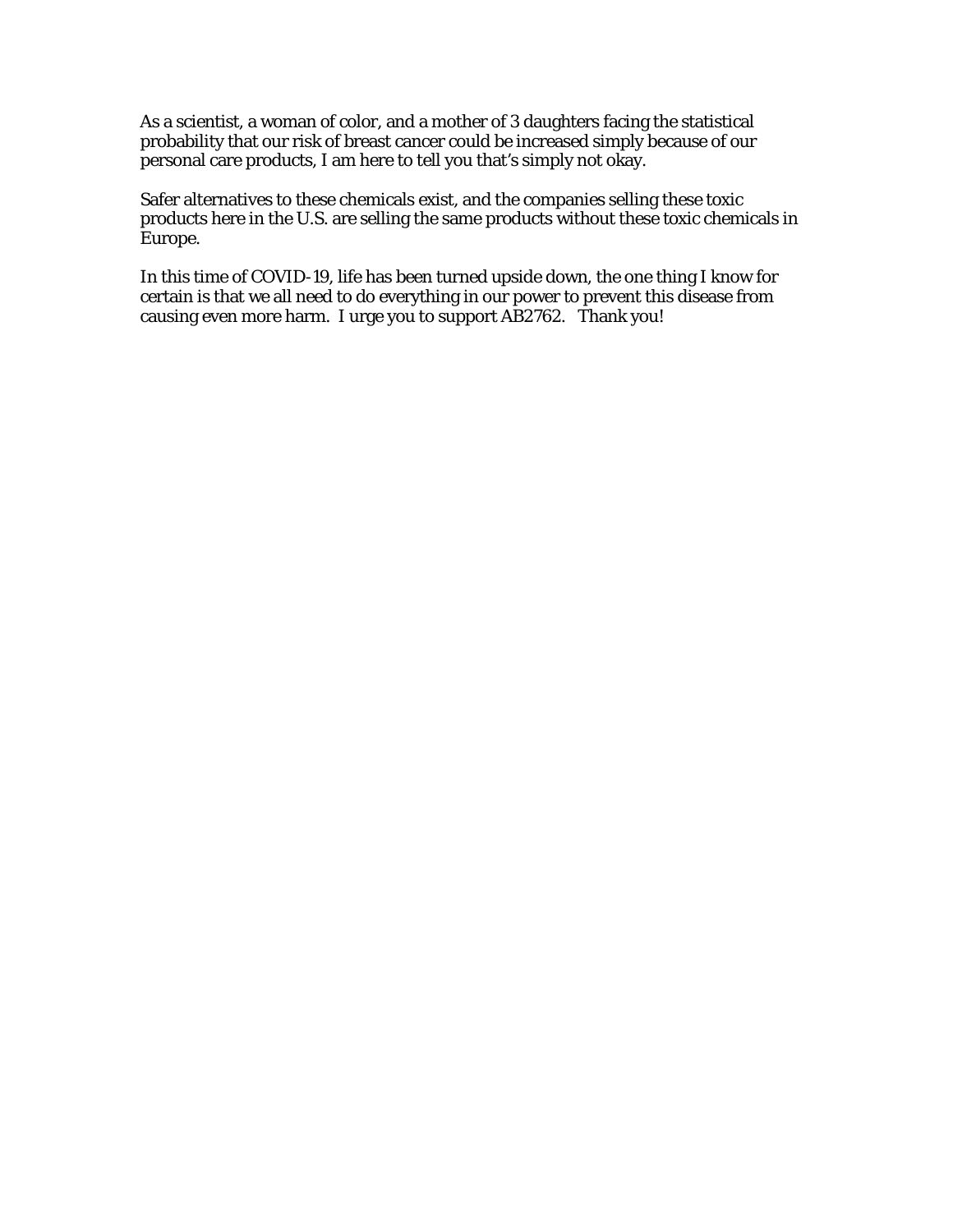As a scientist, a woman of color, and a mother of 3 daughters facing the statistical probability that our risk of breast cancer could be increased simply because of our personal care products, I am here to tell you that's simply not okay.

Safer alternatives to these chemicals exist, and the companies selling these toxic products here in the U.S. are selling the same products without these toxic chemicals in Europe.

In this time of COVID-19, life has been turned upside down, the one thing I know for certain is that we all need to do everything in our power to prevent this disease from causing even more harm. I urge you to support AB2762. Thank you!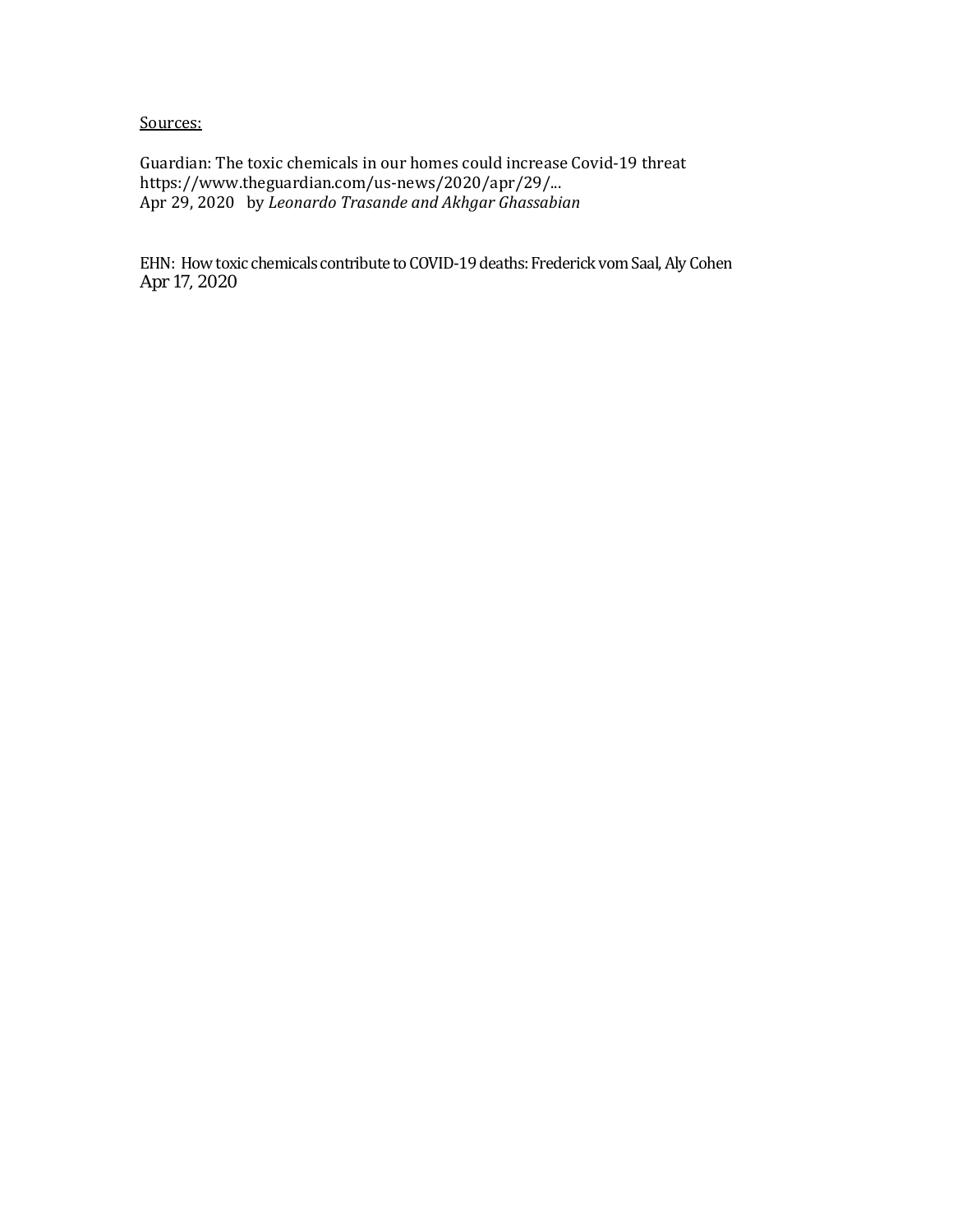<u>Sources:</u>

Guardian: The toxic chemicals in our homes could increase Covid-19 threat
https://www.theguardian.com/us-news/2020/apr/29/...
Apr 29, 2020 by *Leonardo Trasande and Akhgar Ghassabian*

EHN: How toxic chemicals contribute to COVID-19 deaths: Frederick vom Saal, Aly Cohen
Apr 17, 2020